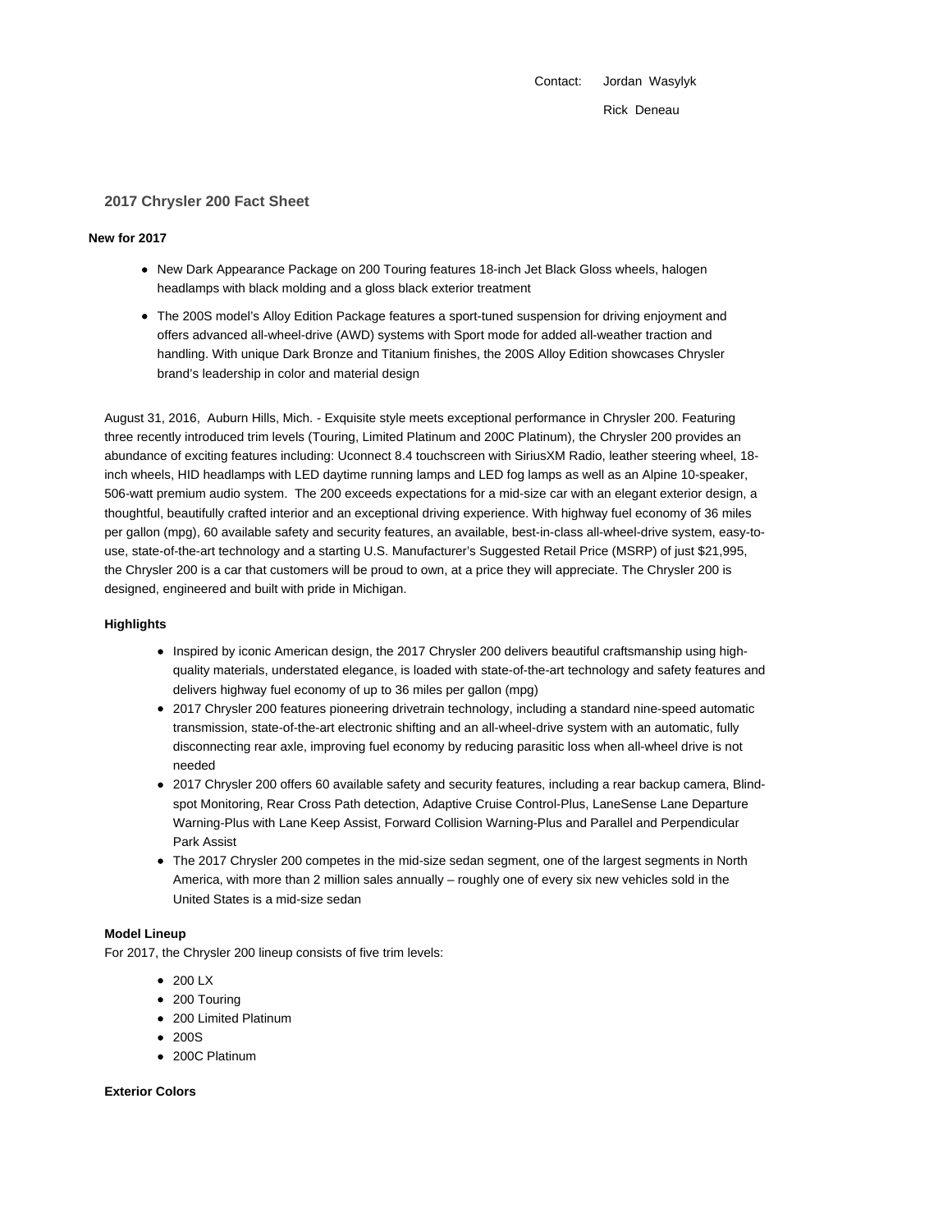Contact: Jordan Wasylyk

Rick Deneau

## 2017 Chrysler 200 Fact Sheet

**New for 2017**

- New Dark Appearance Package on 200 Touring features 18-inch Jet Black Gloss wheels, halogen headlamps with black molding and a gloss black exterior treatment
- The 200S model's Alloy Edition Package features a sport-tuned suspension for driving enjoyment and offers advanced all-wheel-drive (AWD) systems with Sport mode for added all-weather traction and handling. With unique Dark Bronze and Titanium finishes, the 200S Alloy Edition showcases Chrysler brand's leadership in color and material design

August 31, 2016, Auburn Hills, Mich. - Exquisite style meets exceptional performance in Chrysler 200. Featuring three recently introduced trim levels (Touring, Limited Platinum and 200C Platinum), the Chrysler 200 provides an abundance of exciting features including: Uconnect 8.4 touchscreen with SiriusXM Radio, leather steering wheel, 18-inch wheels, HID headlamps with LED daytime running lamps and LED fog lamps as well as an Alpine 10-speaker, 506-watt premium audio system. The 200 exceeds expectations for a mid-size car with an elegant exterior design, a thoughtful, beautifully crafted interior and an exceptional driving experience. With highway fuel economy of 36 miles per gallon (mpg), 60 available safety and security features, an available, best-in-class all-wheel-drive system, easy-to-use, state-of-the-art technology and a starting U.S. Manufacturer's Suggested Retail Price (MSRP) of just $21,995, the Chrysler 200 is a car that customers will be proud to own, at a price they will appreciate. The Chrysler 200 is designed, engineered and built with pride in Michigan.

**Highlights**

- Inspired by iconic American design, the 2017 Chrysler 200 delivers beautiful craftsmanship using high-quality materials, understated elegance, is loaded with state-of-the-art technology and safety features and delivers highway fuel economy of up to 36 miles per gallon (mpg)
- 2017 Chrysler 200 features pioneering drivetrain technology, including a standard nine-speed automatic transmission, state-of-the-art electronic shifting and an all-wheel-drive system with an automatic, fully disconnecting rear axle, improving fuel economy by reducing parasitic loss when all-wheel drive is not needed
- 2017 Chrysler 200 offers 60 available safety and security features, including a rear backup camera, Blind-spot Monitoring, Rear Cross Path detection, Adaptive Cruise Control-Plus, LaneSense Lane Departure Warning-Plus with Lane Keep Assist, Forward Collision Warning-Plus and Parallel and Perpendicular Park Assist
- The 2017 Chrysler 200 competes in the mid-size sedan segment, one of the largest segments in North America, with more than 2 million sales annually – roughly one of every six new vehicles sold in the United States is a mid-size sedan

**Model Lineup**

For 2017, the Chrysler 200 lineup consists of five trim levels:

- 200 LX
- 200 Touring
- 200 Limited Platinum
- 200S
- 200C Platinum

**Exterior Colors**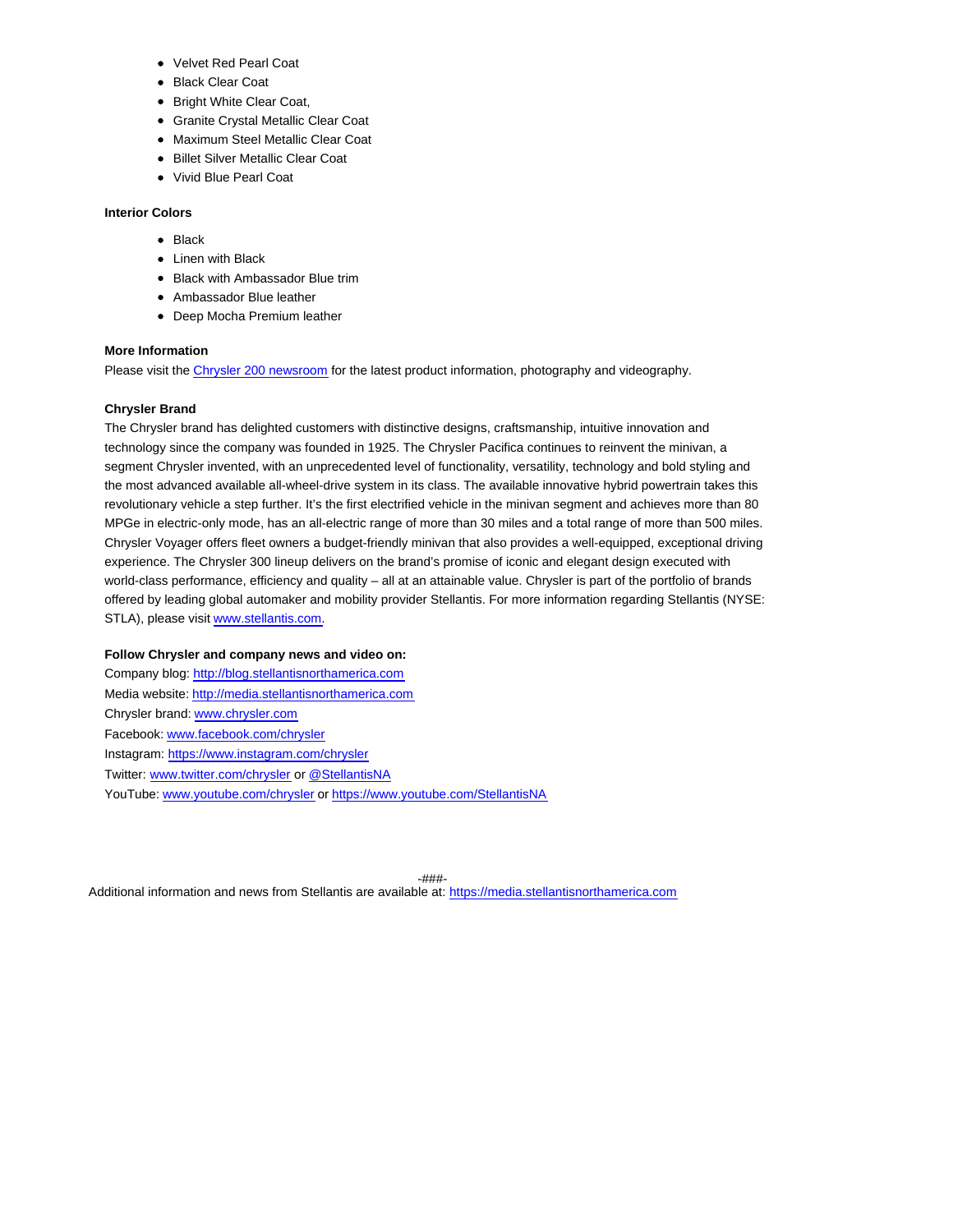- Velvet Red Pearl Coat
- Black Clear Coat
- Bright White Clear Coat,
- Granite Crystal Metallic Clear Coat
- Maximum Steel Metallic Clear Coat
- Billet Silver Metallic Clear Coat
- Vivid Blue Pearl Coat

**Interior Colors**

- Black
- Linen with Black
- Black with Ambassador Blue trim
- Ambassador Blue leather
- Deep Mocha Premium leather

**More Information**

Please visit the Chrysler 200 newsroom for the latest product information, photography and videography.

**Chrysler Brand**

The Chrysler brand has delighted customers with distinctive designs, craftsmanship, intuitive innovation and technology since the company was founded in 1925. The Chrysler Pacifica continues to reinvent the minivan, a segment Chrysler invented, with an unprecedented level of functionality, versatility, technology and bold styling and the most advanced available all-wheel-drive system in its class. The available innovative hybrid powertrain takes this revolutionary vehicle a step further. It's the first electrified vehicle in the minivan segment and achieves more than 80 MPGe in electric-only mode, has an all-electric range of more than 30 miles and a total range of more than 500 miles. Chrysler Voyager offers fleet owners a budget-friendly minivan that also provides a well-equipped, exceptional driving experience. The Chrysler 300 lineup delivers on the brand's promise of iconic and elegant design executed with world-class performance, efficiency and quality – all at an attainable value. Chrysler is part of the portfolio of brands offered by leading global automaker and mobility provider Stellantis. For more information regarding Stellantis (NYSE: STLA), please visit www.stellantis.com.

**Follow Chrysler and company news and video on:**

Company blog: http://blog.stellantisnorthamerica.com
Media website: http://media.stellantisnorthamerica.com
Chrysler brand: www.chrysler.com
Facebook: www.facebook.com/chrysler
Instagram: https://www.instagram.com/chrysler
Twitter: www.twitter.com/chrysler or @StellantisNA
YouTube: www.youtube.com/chrysler or https://www.youtube.com/StellantisNA

-###-

Additional information and news from Stellantis are available at: https://media.stellantisnorthamerica.com